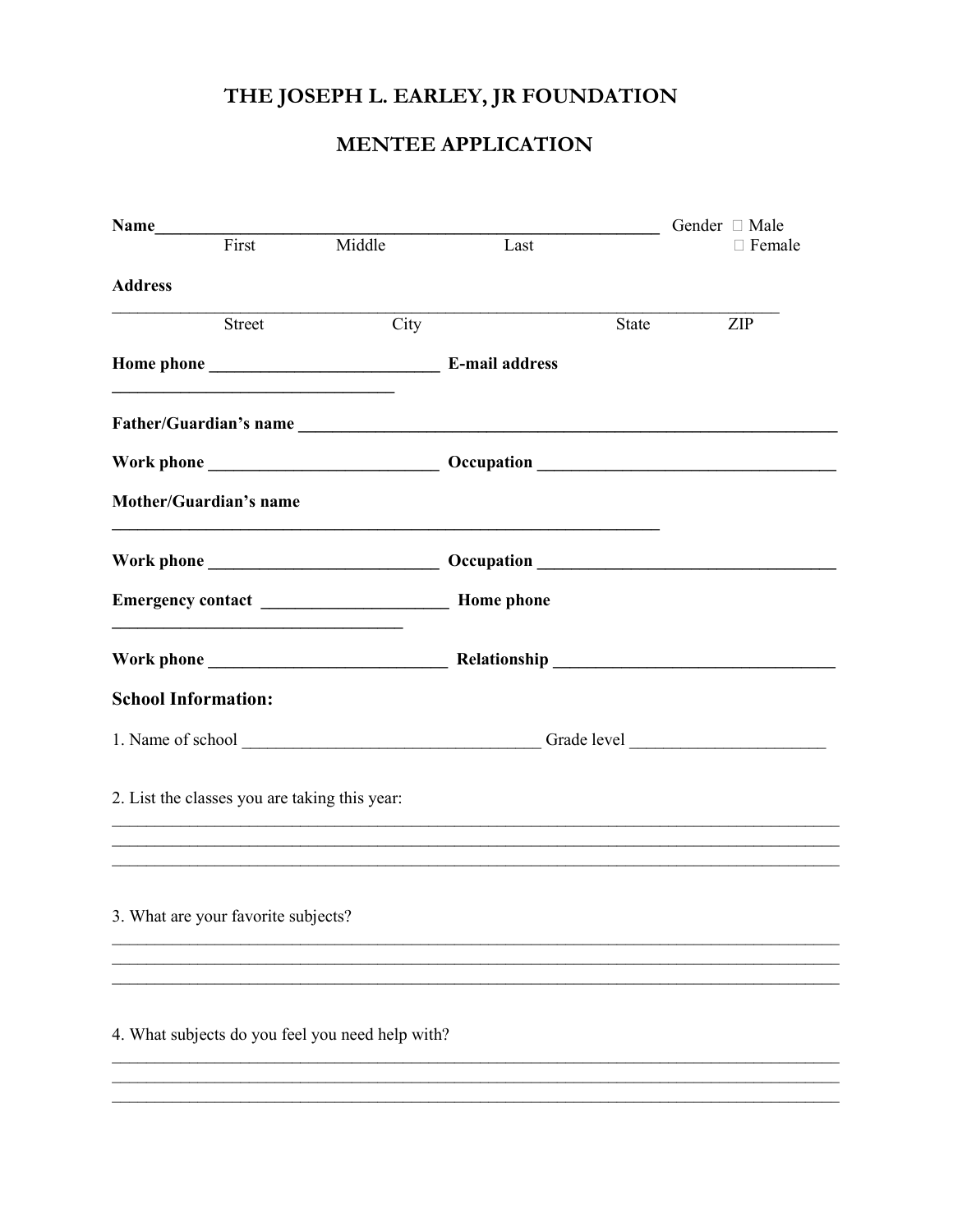# THE JOSEPH L. EARLEY, JR FOUNDATION

## MENTEE APPLICATION

**Name**____________________________________________________________ Gender ☐ Male
First Middle Last ☐ Female

**Address**

_______________________________________________________________________________
Street City State ZIP

**Home phone** ___________________________ **E-mail address** _________________________________

**Father/Guardian's name** ______________________________________________________________

**Work phone** ___________________________ **Occupation** __________________________________

**Mother/Guardian's name** _______________________________________________________________

**Work phone** ___________________________ **Occupation** __________________________________

**Emergency contact** ______________________ **Home phone** __________________________________

**Work phone** ____________________________ **Relationship** ________________________________

**School Information:**

1. Name of school __________________________________ Grade level ______________________

2. List the classes you are taking this year:

_______________________________________________________________________________
_______________________________________________________________________________
_______________________________________________________________________________

3. What are your favorite subjects?

_______________________________________________________________________________
_______________________________________________________________________________
_______________________________________________________________________________

4. What subjects do you feel you need help with?

_______________________________________________________________________________
_______________________________________________________________________________
_______________________________________________________________________________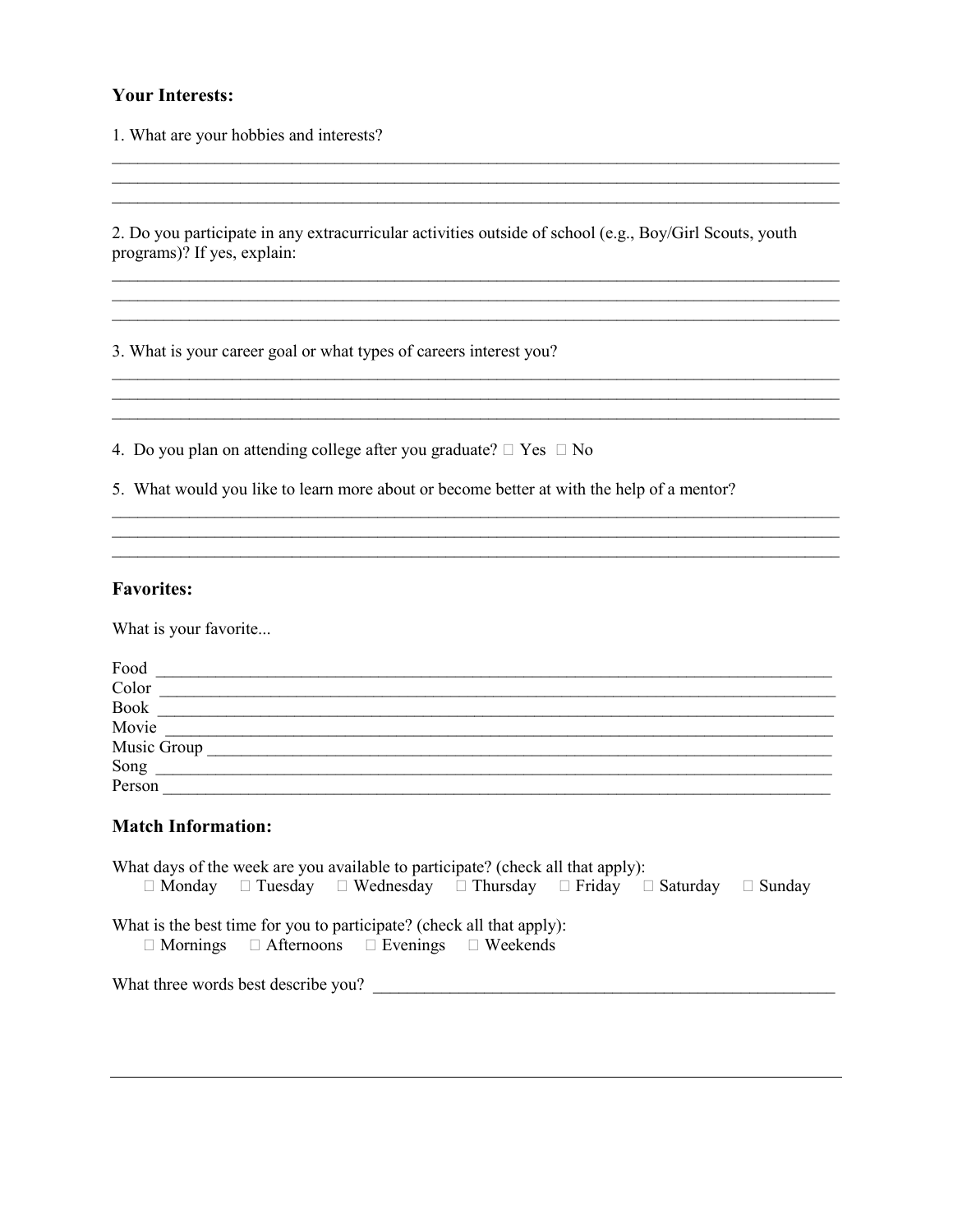## Your Interests:

1. What are your hobbies and interests?

______________________________________________________________________________
______________________________________________________________________________
______________________________________________________________________________

2. Do you participate in any extracurricular activities outside of school (e.g., Boy/Girl Scouts, youth programs)? If yes, explain:

______________________________________________________________________________
______________________________________________________________________________
______________________________________________________________________________

3. What is your career goal or what types of careers interest you?

______________________________________________________________________________
______________________________________________________________________________
______________________________________________________________________________

4. Do you plan on attending college after you graduate? ☐ Yes ☐ No

5. What would you like to learn more about or become better at with the help of a mentor?

______________________________________________________________________________
______________________________________________________________________________
______________________________________________________________________________

## Favorites:

What is your favorite...

Food ______________________________________________________________________
Color ______________________________________________________________________
Book ______________________________________________________________________
Movie ______________________________________________________________________
Music Group _______________________________________________________________
Song ______________________________________________________________________
Person _____________________________________________________________________

## Match Information:

What days of the week are you available to participate? (check all that apply):
☐ Monday ☐ Tuesday ☐ Wednesday ☐ Thursday ☐ Friday ☐ Saturday ☐ Sunday

What is the best time for you to participate? (check all that apply):
☐ Mornings ☐ Afternoons ☐ Evenings ☐ Weekends

What three words best describe you? _______________________________________________